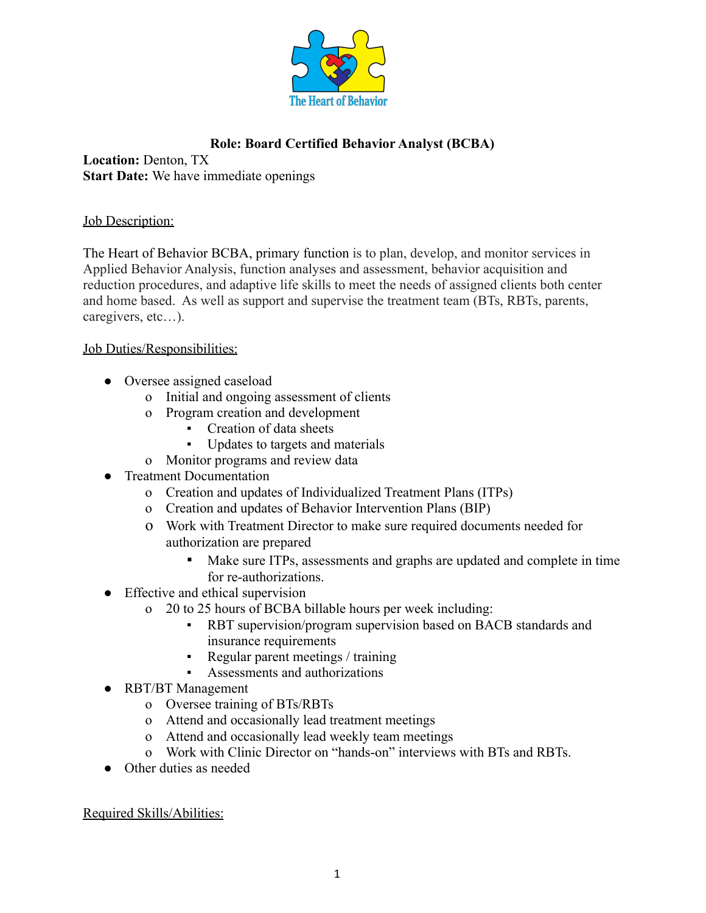The Heart of Behavior

**Role: Board Certified Behavior Analyst (BCBA)**

**Location:** Denton, TX
**Start Date:** We have immediate openings

Job Description:

The Heart of Behavior BCBA, primary function is to plan, develop, and monitor services in Applied Behavior Analysis, function analyses and assessment, behavior acquisition and reduction procedures, and adaptive life skills to meet the needs of assigned clients both center and home based. As well as support and supervise the treatment team (BTs, RBTs, parents, caregivers, etc…).

Job Duties/Responsibilities:

- Oversee assigned caseload
  - Initial and ongoing assessment of clients
  - Program creation and development
    - Creation of data sheets
    - Updates to targets and materials
  - Monitor programs and review data
- Treatment Documentation
  - Creation and updates of Individualized Treatment Plans (ITPs)
  - Creation and updates of Behavior Intervention Plans (BIP)
  - Work with Treatment Director to make sure required documents needed for authorization are prepared
    - Make sure ITPs, assessments and graphs are updated and complete in time for re-authorizations.
- Effective and ethical supervision
  - 20 to 25 hours of BCBA billable hours per week including:
    - RBT supervision/program supervision based on BACB standards and insurance requirements
    - Regular parent meetings / training
    - Assessments and authorizations
- RBT/BT Management
  - Oversee training of BTs/RBTs
  - Attend and occasionally lead treatment meetings
  - Attend and occasionally lead weekly team meetings
  - Work with Clinic Director on "hands-on" interviews with BTs and RBTs.
- Other duties as needed

Required Skills/Abilities: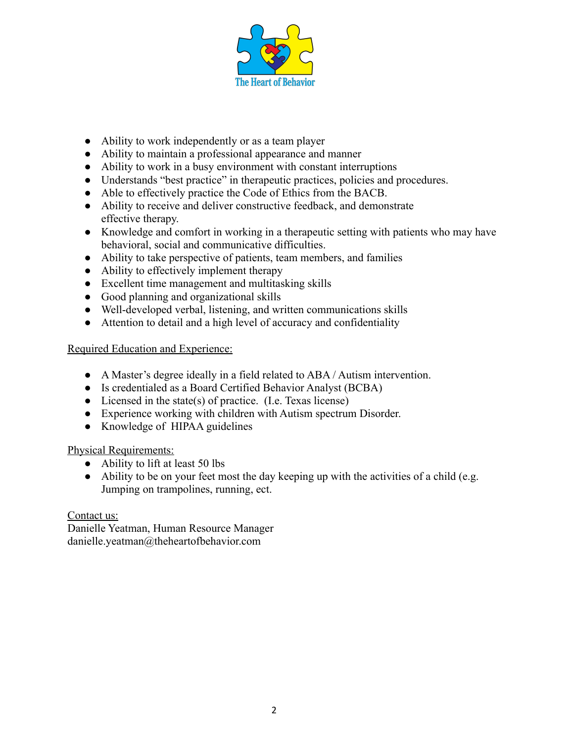- Ability to work independently or as a team player
- Ability to maintain a professional appearance and manner
- Ability to work in a busy environment with constant interruptions
- Understands "best practice" in therapeutic practices, policies and procedures.
- Able to effectively practice the Code of Ethics from the BACB.
- Ability to receive and deliver constructive feedback, and demonstrate effective therapy.
- Knowledge and comfort in working in a therapeutic setting with patients who may have behavioral, social and communicative difficulties.
- Ability to take perspective of patients, team members, and families
- Ability to effectively implement therapy
- Excellent time management and multitasking skills
- Good planning and organizational skills
- Well-developed verbal, listening, and written communications skills
- Attention to detail and a high level of accuracy and confidentiality

Required Education and Experience:

- A Master's degree ideally in a field related to ABA / Autism intervention.
- Is credentialed as a Board Certified Behavior Analyst (BCBA)
- Licensed in the state(s) of practice. (I.e. Texas license)
- Experience working with children with Autism spectrum Disorder.
- Knowledge of HIPAA guidelines

Physical Requirements:

- Ability to lift at least 50 lbs
- Ability to be on your feet most the day keeping up with the activities of a child (e.g. Jumping on trampolines, running, ect.

Contact us:
Danielle Yeatman, Human Resource Manager
danielle.yeatman@theheartofbehavior.com